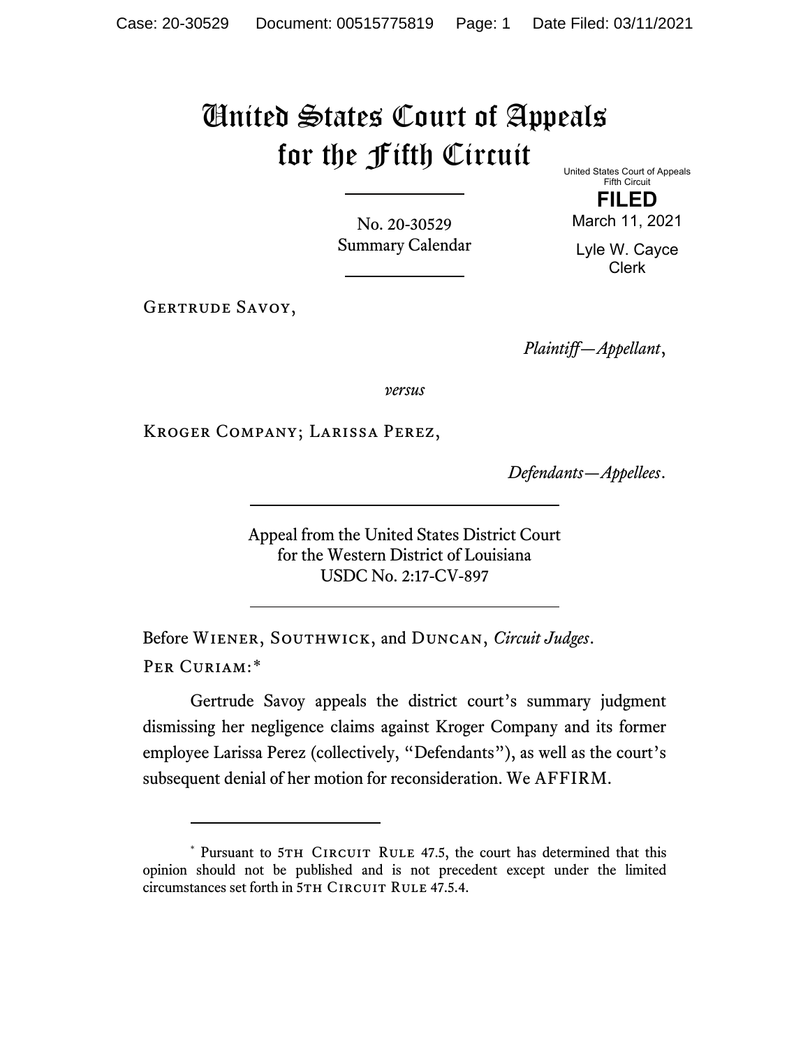# United States Court of Appeals for the Fifth Circuit

United States Court of Appeals
Fifth Circuit

**FILED**

March 11, 2021

Lyle W. Cayce
Clerk

No. 20-30529
Summary Calendar

---

Gertrude Savoy,

*Plaintiff—Appellant*,

*versus*

Kroger Company; Larissa Perez,

*Defendants—Appellees*.

---

Appeal from the United States District Court
for the Western District of Louisiana
USDC No. 2:17-CV-897

---

Before Wiener, Southwick, and Duncan, *Circuit Judges*.

Per Curiam:*

Gertrude Savoy appeals the district court's summary judgment dismissing her negligence claims against Kroger Company and its former employee Larissa Perez (collectively, "Defendants"), as well as the court's subsequent denial of her motion for reconsideration. We AFFIRM.

---

* Pursuant to 5th Circuit Rule 47.5, the court has determined that this opinion should not be published and is not precedent except under the limited circumstances set forth in 5th Circuit Rule 47.5.4.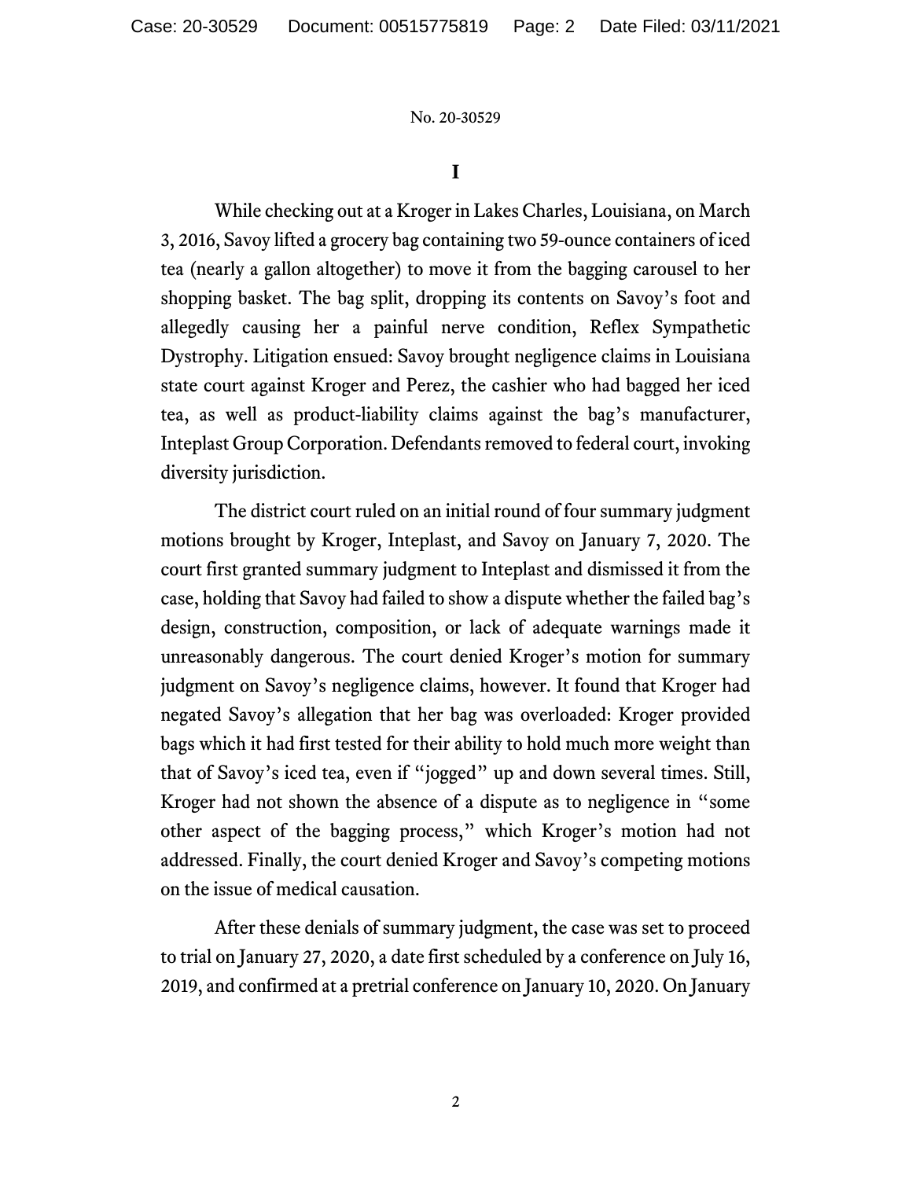# I

While checking out at a Kroger in Lakes Charles, Louisiana, on March 3, 2016, Savoy lifted a grocery bag containing two 59-ounce containers of iced tea (nearly a gallon altogether) to move it from the bagging carousel to her shopping basket. The bag split, dropping its contents on Savoy's foot and allegedly causing her a painful nerve condition, Reflex Sympathetic Dystrophy. Litigation ensued: Savoy brought negligence claims in Louisiana state court against Kroger and Perez, the cashier who had bagged her iced tea, as well as product-liability claims against the bag's manufacturer, Inteplast Group Corporation. Defendants removed to federal court, invoking diversity jurisdiction.

The district court ruled on an initial round of four summary judgment motions brought by Kroger, Inteplast, and Savoy on January 7, 2020. The court first granted summary judgment to Inteplast and dismissed it from the case, holding that Savoy had failed to show a dispute whether the failed bag's design, construction, composition, or lack of adequate warnings made it unreasonably dangerous. The court denied Kroger's motion for summary judgment on Savoy's negligence claims, however. It found that Kroger had negated Savoy's allegation that her bag was overloaded: Kroger provided bags which it had first tested for their ability to hold much more weight than that of Savoy's iced tea, even if "jogged" up and down several times. Still, Kroger had not shown the absence of a dispute as to negligence in "some other aspect of the bagging process," which Kroger's motion had not addressed. Finally, the court denied Kroger and Savoy's competing motions on the issue of medical causation.

After these denials of summary judgment, the case was set to proceed to trial on January 27, 2020, a date first scheduled by a conference on July 16, 2019, and confirmed at a pretrial conference on January 10, 2020. On January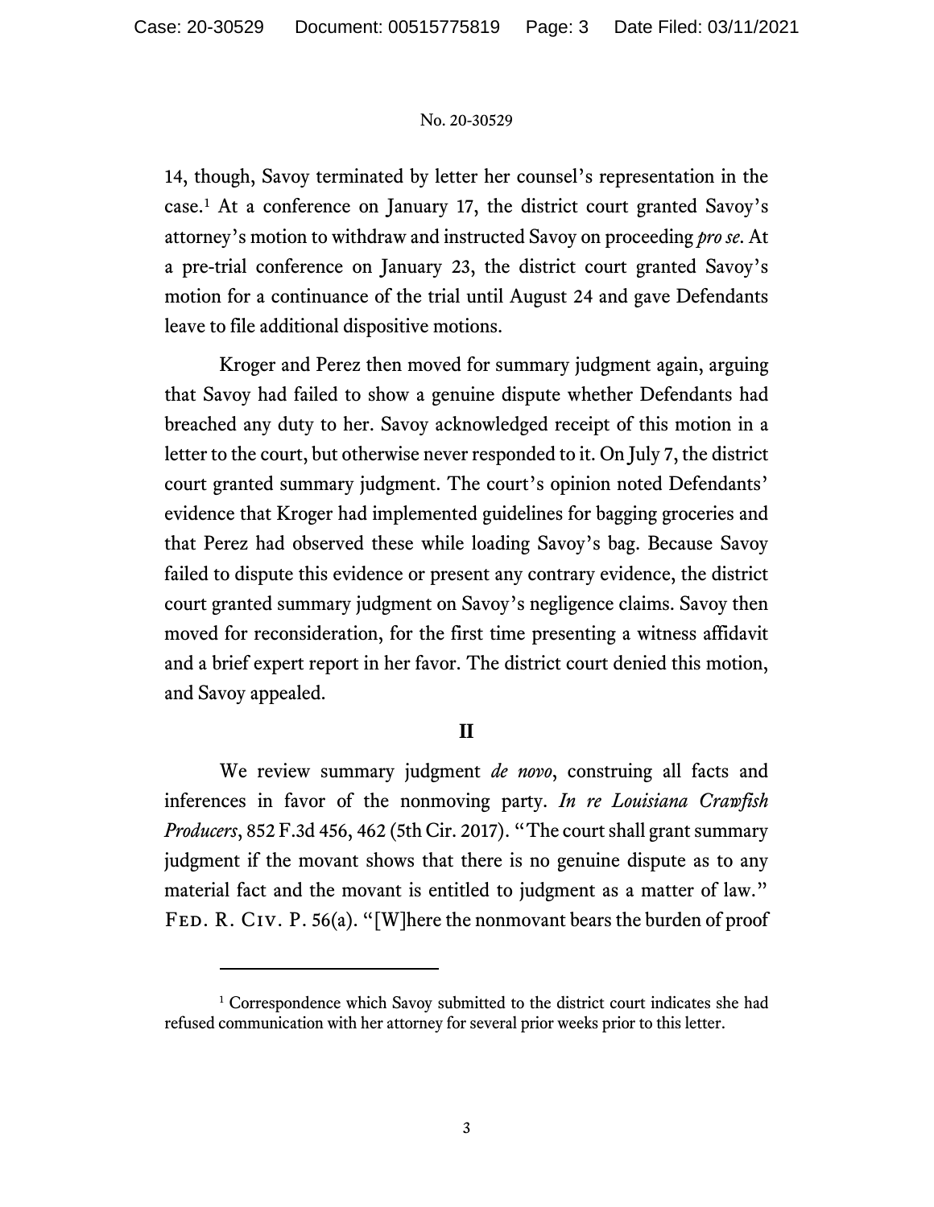14, though, Savoy terminated by letter her counsel's representation in the case.[1] At a conference on January 17, the district court granted Savoy's attorney's motion to withdraw and instructed Savoy on proceeding *pro se*. At a pre-trial conference on January 23, the district court granted Savoy's motion for a continuance of the trial until August 24 and gave Defendants leave to file additional dispositive motions.

Kroger and Perez then moved for summary judgment again, arguing that Savoy had failed to show a genuine dispute whether Defendants had breached any duty to her. Savoy acknowledged receipt of this motion in a letter to the court, but otherwise never responded to it. On July 7, the district court granted summary judgment. The court's opinion noted Defendants' evidence that Kroger had implemented guidelines for bagging groceries and that Perez had observed these while loading Savoy's bag. Because Savoy failed to dispute this evidence or present any contrary evidence, the district court granted summary judgment on Savoy's negligence claims. Savoy then moved for reconsideration, for the first time presenting a witness affidavit and a brief expert report in her favor. The district court denied this motion, and Savoy appealed.

## II

We review summary judgment *de novo*, construing all facts and inferences in favor of the nonmoving party. *In re Louisiana Crawfish Producers*, 852 F.3d 456, 462 (5th Cir. 2017). "The court shall grant summary judgment if the movant shows that there is no genuine dispute as to any material fact and the movant is entitled to judgment as a matter of law." FED. R. CIV. P. 56(a). "[W]here the nonmovant bears the burden of proof

---

[1] Correspondence which Savoy submitted to the district court indicates she had refused communication with her attorney for several prior weeks prior to this letter.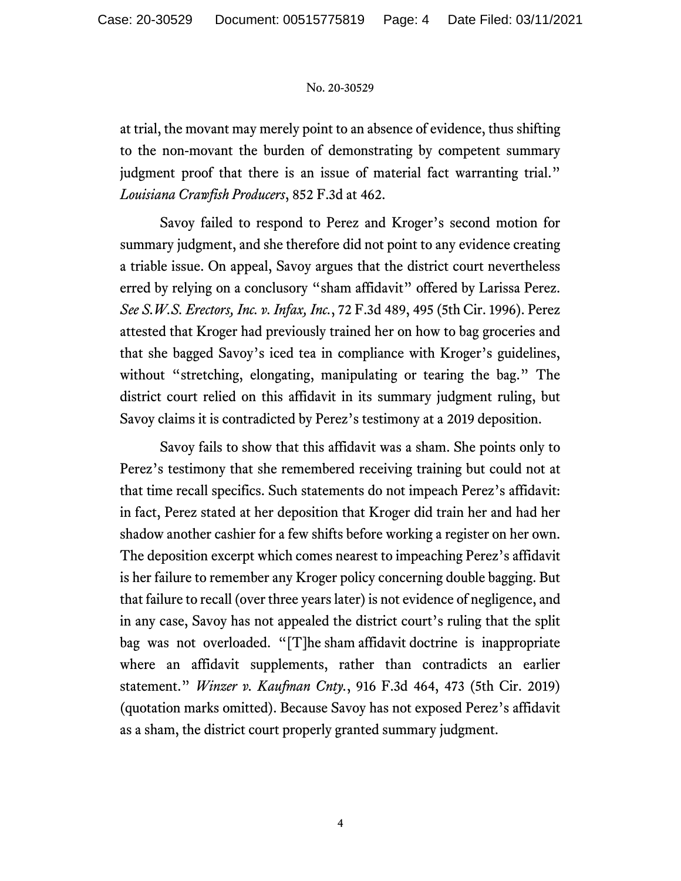at trial, the movant may merely point to an absence of evidence, thus shifting to the non-movant the burden of demonstrating by competent summary judgment proof that there is an issue of material fact warranting trial." *Louisiana Crawfish Producers*, 852 F.3d at 462.

Savoy failed to respond to Perez and Kroger's second motion for summary judgment, and she therefore did not point to any evidence creating a triable issue. On appeal, Savoy argues that the district court nevertheless erred by relying on a conclusory "sham affidavit" offered by Larissa Perez. *See S.W.S. Erectors, Inc. v. Infax, Inc.*, 72 F.3d 489, 495 (5th Cir. 1996). Perez attested that Kroger had previously trained her on how to bag groceries and that she bagged Savoy's iced tea in compliance with Kroger's guidelines, without "stretching, elongating, manipulating or tearing the bag." The district court relied on this affidavit in its summary judgment ruling, but Savoy claims it is contradicted by Perez's testimony at a 2019 deposition.

Savoy fails to show that this affidavit was a sham. She points only to Perez's testimony that she remembered receiving training but could not at that time recall specifics. Such statements do not impeach Perez's affidavit: in fact, Perez stated at her deposition that Kroger did train her and had her shadow another cashier for a few shifts before working a register on her own. The deposition excerpt which comes nearest to impeaching Perez's affidavit is her failure to remember any Kroger policy concerning double bagging. But that failure to recall (over three years later) is not evidence of negligence, and in any case, Savoy has not appealed the district court's ruling that the split bag was not overloaded. "[T]he sham affidavit doctrine is inappropriate where an affidavit supplements, rather than contradicts an earlier statement." *Winzer v. Kaufman Cnty.*, 916 F.3d 464, 473 (5th Cir. 2019) (quotation marks omitted). Because Savoy has not exposed Perez's affidavit as a sham, the district court properly granted summary judgment.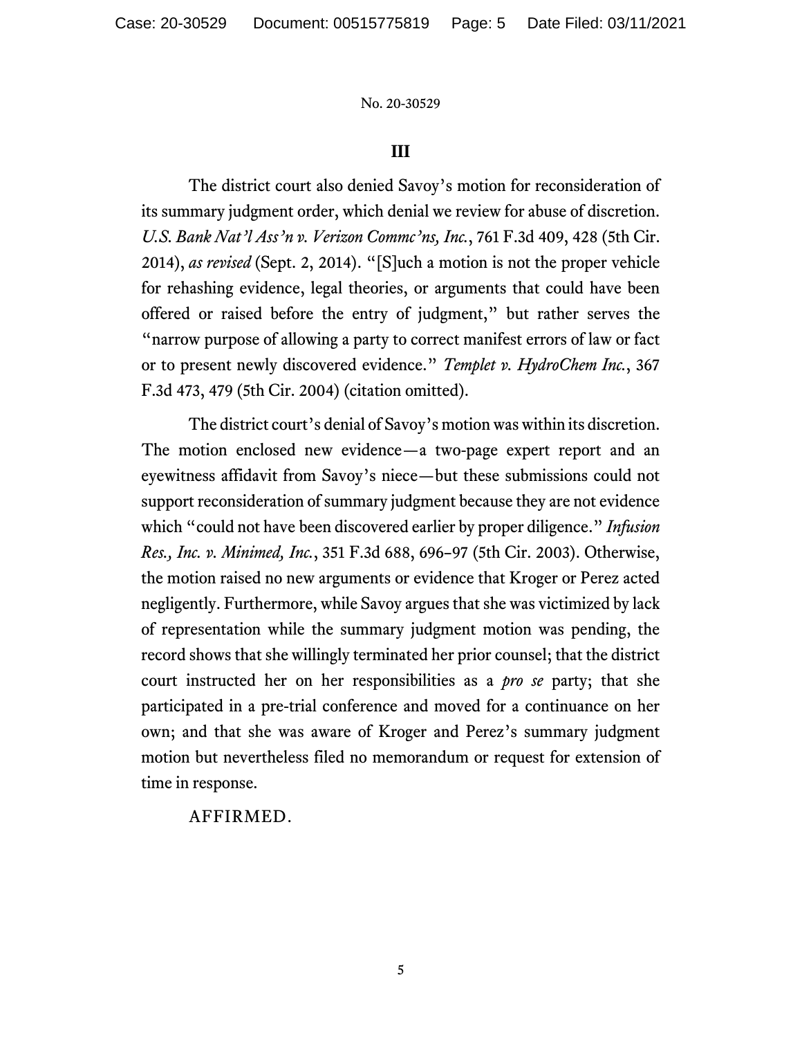### III

The district court also denied Savoy's motion for reconsideration of its summary judgment order, which denial we review for abuse of discretion. *U.S. Bank Nat'l Ass'n v. Verizon Commc'ns, Inc.*, 761 F.3d 409, 428 (5th Cir. 2014), *as revised* (Sept. 2, 2014). "[S]uch a motion is not the proper vehicle for rehashing evidence, legal theories, or arguments that could have been offered or raised before the entry of judgment," but rather serves the "narrow purpose of allowing a party to correct manifest errors of law or fact or to present newly discovered evidence." *Templet v. HydroChem Inc.*, 367 F.3d 473, 479 (5th Cir. 2004) (citation omitted).

The district court's denial of Savoy's motion was within its discretion. The motion enclosed new evidence—a two-page expert report and an eyewitness affidavit from Savoy's niece—but these submissions could not support reconsideration of summary judgment because they are not evidence which "could not have been discovered earlier by proper diligence." *Infusion Res., Inc. v. Minimed, Inc.*, 351 F.3d 688, 696–97 (5th Cir. 2003). Otherwise, the motion raised no new arguments or evidence that Kroger or Perez acted negligently. Furthermore, while Savoy argues that she was victimized by lack of representation while the summary judgment motion was pending, the record shows that she willingly terminated her prior counsel; that the district court instructed her on her responsibilities as a *pro se* party; that she participated in a pre-trial conference and moved for a continuance on her own; and that she was aware of Kroger and Perez's summary judgment motion but nevertheless filed no memorandum or request for extension of time in response.

AFFIRMED.